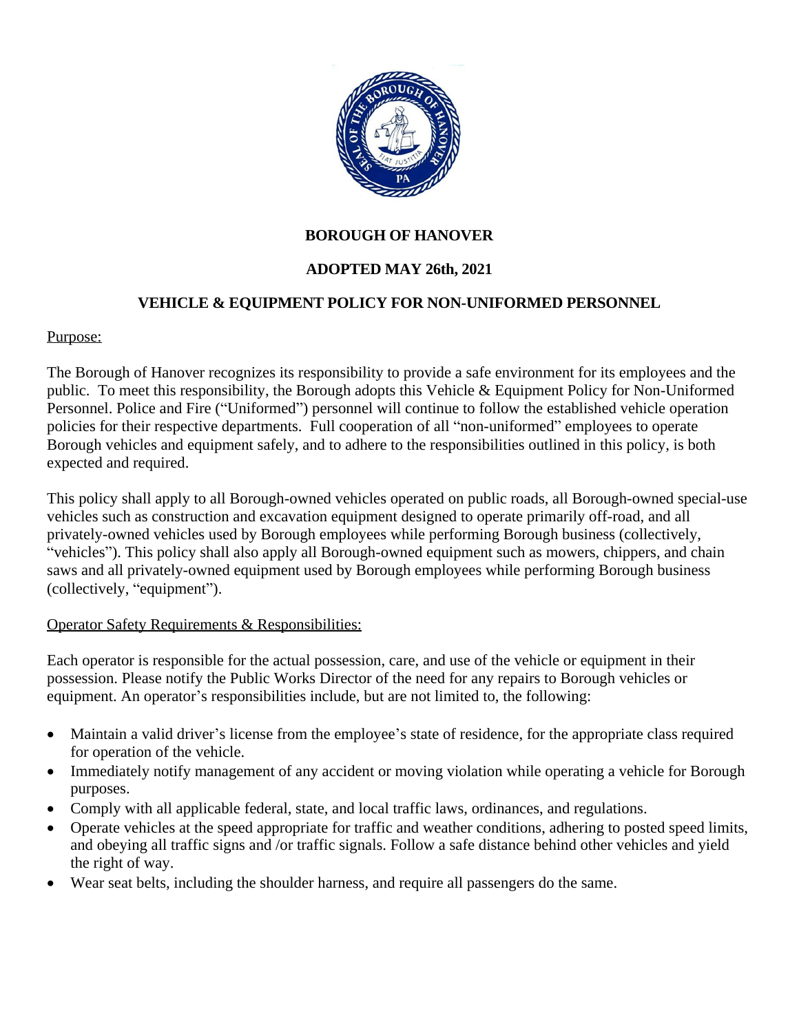# BOROUGH OF HANOVER

## ADOPTED MAY 26th, 2021

## VEHICLE & EQUIPMENT POLICY FOR NON-UNIFORMED PERSONNEL

Purpose:

The Borough of Hanover recognizes its responsibility to provide a safe environment for its employees and the public. To meet this responsibility, the Borough adopts this Vehicle & Equipment Policy for Non-Uniformed Personnel. Police and Fire ("Uniformed") personnel will continue to follow the established vehicle operation policies for their respective departments. Full cooperation of all "non-uniformed" employees to operate Borough vehicles and equipment safely, and to adhere to the responsibilities outlined in this policy, is both expected and required.

This policy shall apply to all Borough-owned vehicles operated on public roads, all Borough-owned special-use vehicles such as construction and excavation equipment designed to operate primarily off-road, and all privately-owned vehicles used by Borough employees while performing Borough business (collectively, "vehicles"). This policy shall also apply all Borough-owned equipment such as mowers, chippers, and chain saws and all privately-owned equipment used by Borough employees while performing Borough business (collectively, "equipment").

Operator Safety Requirements & Responsibilities:

Each operator is responsible for the actual possession, care, and use of the vehicle or equipment in their possession. Please notify the Public Works Director of the need for any repairs to Borough vehicles or equipment. An operator's responsibilities include, but are not limited to, the following:

- Maintain a valid driver's license from the employee's state of residence, for the appropriate class required for operation of the vehicle.
- Immediately notify management of any accident or moving violation while operating a vehicle for Borough purposes.
- Comply with all applicable federal, state, and local traffic laws, ordinances, and regulations.
- Operate vehicles at the speed appropriate for traffic and weather conditions, adhering to posted speed limits, and obeying all traffic signs and /or traffic signals. Follow a safe distance behind other vehicles and yield the right of way.
- Wear seat belts, including the shoulder harness, and require all passengers do the same.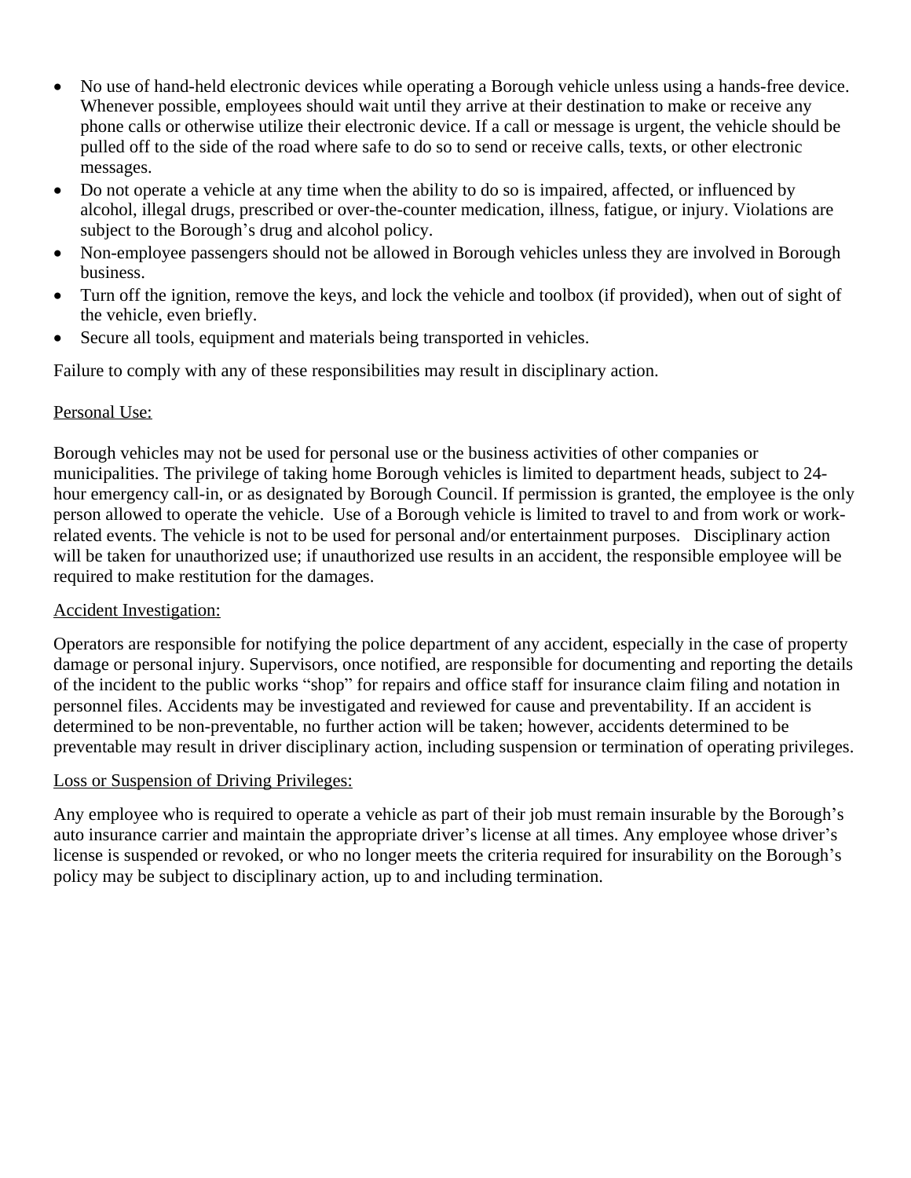- No use of hand-held electronic devices while operating a Borough vehicle unless using a hands-free device. Whenever possible, employees should wait until they arrive at their destination to make or receive any phone calls or otherwise utilize their electronic device. If a call or message is urgent, the vehicle should be pulled off to the side of the road where safe to do so to send or receive calls, texts, or other electronic messages.
- Do not operate a vehicle at any time when the ability to do so is impaired, affected, or influenced by alcohol, illegal drugs, prescribed or over-the-counter medication, illness, fatigue, or injury. Violations are subject to the Borough's drug and alcohol policy.
- Non-employee passengers should not be allowed in Borough vehicles unless they are involved in Borough business.
- Turn off the ignition, remove the keys, and lock the vehicle and toolbox (if provided), when out of sight of the vehicle, even briefly.
- Secure all tools, equipment and materials being transported in vehicles.

Failure to comply with any of these responsibilities may result in disciplinary action.

<u>Personal Use:</u>

Borough vehicles may not be used for personal use or the business activities of other companies or municipalities. The privilege of taking home Borough vehicles is limited to department heads, subject to 24-hour emergency call-in, or as designated by Borough Council. If permission is granted, the employee is the only person allowed to operate the vehicle. Use of a Borough vehicle is limited to travel to and from work or work-related events. The vehicle is not to be used for personal and/or entertainment purposes. Disciplinary action will be taken for unauthorized use; if unauthorized use results in an accident, the responsible employee will be required to make restitution for the damages.

<u>Accident Investigation:</u>

Operators are responsible for notifying the police department of any accident, especially in the case of property damage or personal injury. Supervisors, once notified, are responsible for documenting and reporting the details of the incident to the public works "shop" for repairs and office staff for insurance claim filing and notation in personnel files. Accidents may be investigated and reviewed for cause and preventability. If an accident is determined to be non-preventable, no further action will be taken; however, accidents determined to be preventable may result in driver disciplinary action, including suspension or termination of operating privileges.

<u>Loss or Suspension of Driving Privileges:</u>

Any employee who is required to operate a vehicle as part of their job must remain insurable by the Borough's auto insurance carrier and maintain the appropriate driver's license at all times. Any employee whose driver's license is suspended or revoked, or who no longer meets the criteria required for insurability on the Borough's policy may be subject to disciplinary action, up to and including termination.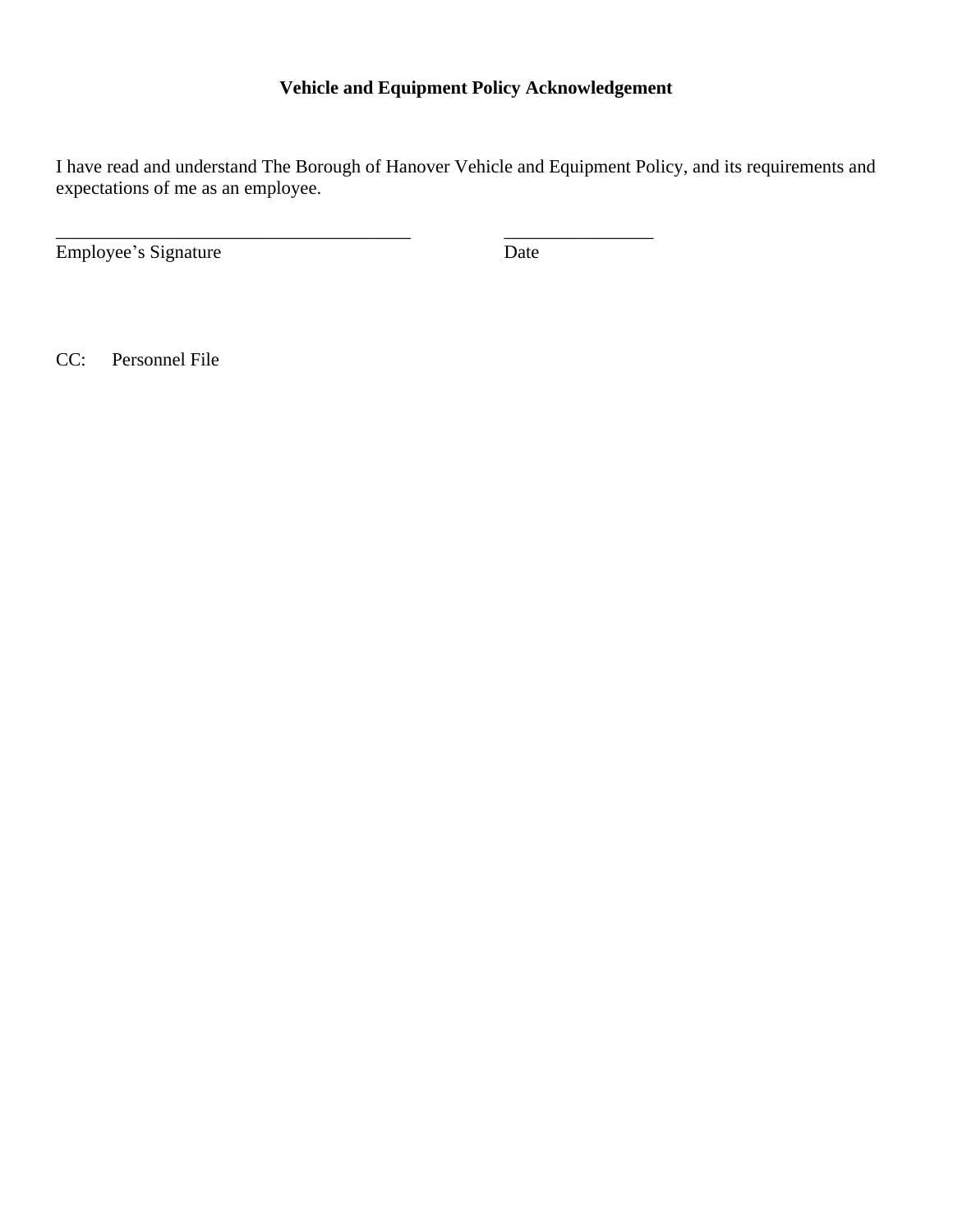**Vehicle and Equipment Policy Acknowledgement**

I have read and understand The Borough of Hanover Vehicle and Equipment Policy, and its requirements and expectations of me as an employee.

_______________________________________ ________________
Employee's Signature Date

CC: Personnel File